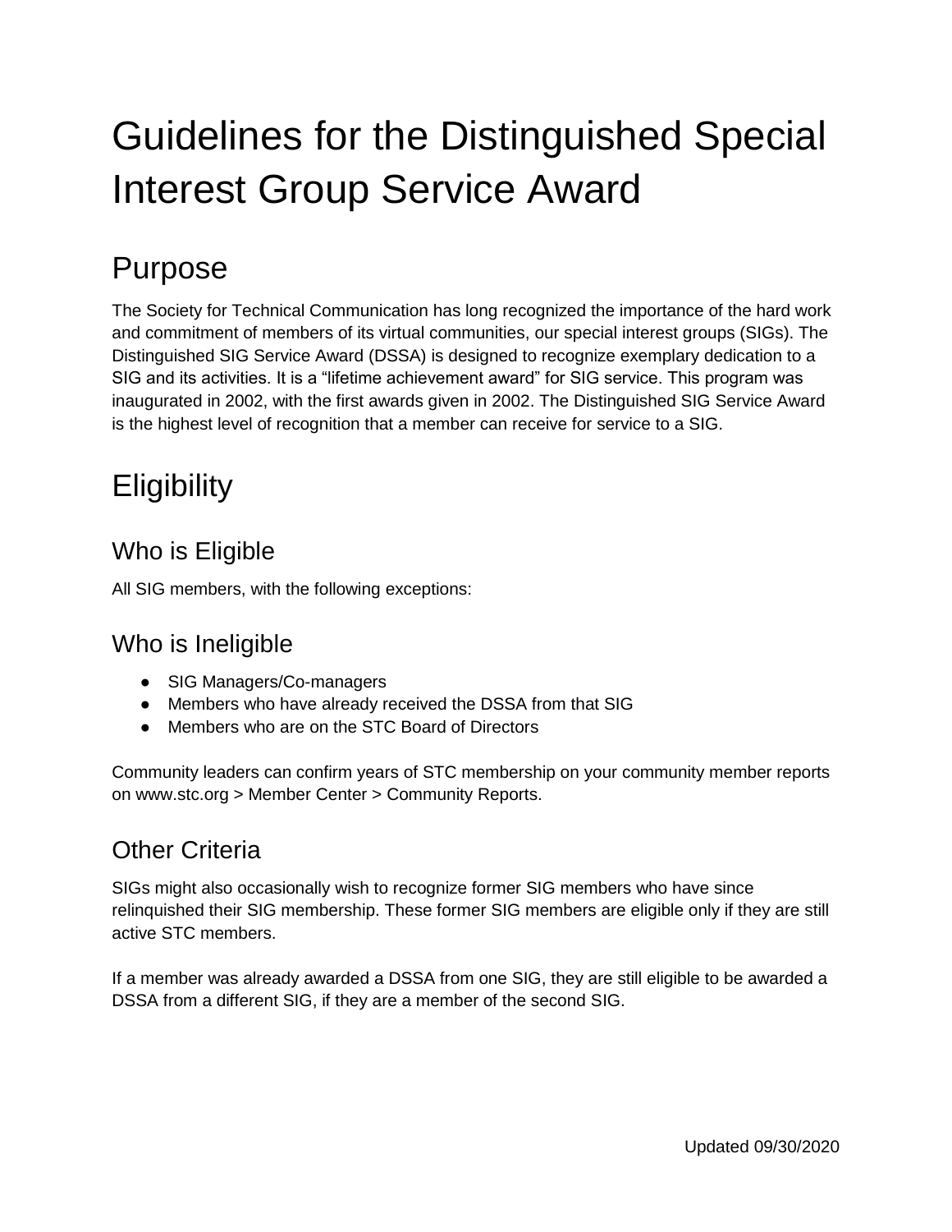# Guidelines for the Distinguished Special Interest Group Service Award

## Purpose

The Society for Technical Communication has long recognized the importance of the hard work and commitment of members of its virtual communities, our special interest groups (SIGs). The Distinguished SIG Service Award (DSSA) is designed to recognize exemplary dedication to a SIG and its activities. It is a "lifetime achievement award" for SIG service. This program was inaugurated in 2002, with the first awards given in 2002. The Distinguished SIG Service Award is the highest level of recognition that a member can receive for service to a SIG.

## Eligibility

### Who is Eligible

All SIG members, with the following exceptions:

### Who is Ineligible

- SIG Managers/Co-managers
- Members who have already received the DSSA from that SIG
- Members who are on the STC Board of Directors

Community leaders can confirm years of STC membership on your community member reports on www.stc.org > Member Center > Community Reports.

### Other Criteria

SIGs might also occasionally wish to recognize former SIG members who have since relinquished their SIG membership. These former SIG members are eligible only if they are still active STC members.

If a member was already awarded a DSSA from one SIG, they are still eligible to be awarded a DSSA from a different SIG, if they are a member of the second SIG.

Updated 09/30/2020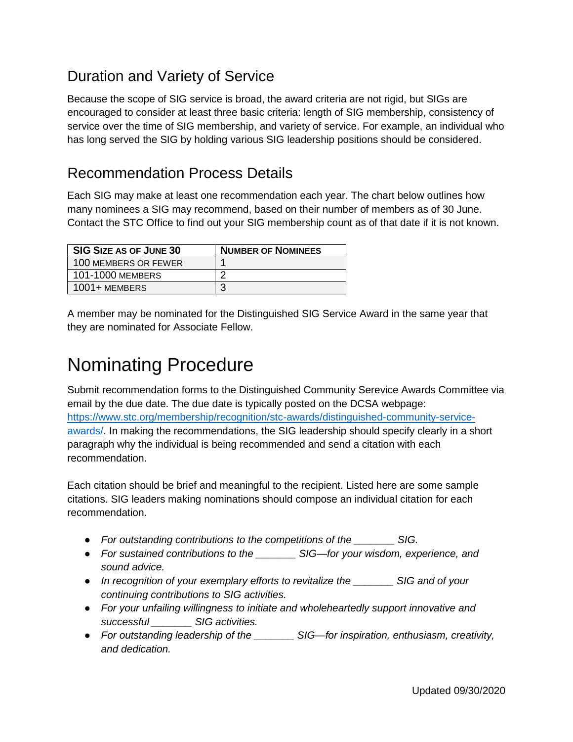## Duration and Variety of Service

Because the scope of SIG service is broad, the award criteria are not rigid, but SIGs are encouraged to consider at least three basic criteria: length of SIG membership, consistency of service over the time of SIG membership, and variety of service. For example, an individual who has long served the SIG by holding various SIG leadership positions should be considered.

## Recommendation Process Details

Each SIG may make at least one recommendation each year. The chart below outlines how many nominees a SIG may recommend, based on their number of members as of 30 June. Contact the STC Office to find out your SIG membership count as of that date if it is not known.

| SIG Size as of June 30 | Number of Nominees |
|---|---|
| 100 members or fewer | 1 |
| 101-1000 members | 2 |
| 1001+ members | 3 |

A member may be nominated for the Distinguished SIG Service Award in the same year that they are nominated for Associate Fellow.

# Nominating Procedure

Submit recommendation forms to the Distinguished Community Serevice Awards Committee via email by the due date. The due date is typically posted on the DCSA webpage: [https://www.stc.org/membership/recognition/stc-awards/distinguished-community-service-awards/](https://www.stc.org/membership/recognition/stc-awards/distinguished-community-service-awards/). In making the recommendations, the SIG leadership should specify clearly in a short paragraph why the individual is being recommended and send a citation with each recommendation.

Each citation should be brief and meaningful to the recipient. Listed here are some sample citations. SIG leaders making nominations should compose an individual citation for each recommendation.

- *For outstanding contributions to the competitions of the _______ SIG.*
- *For sustained contributions to the _______ SIG—for your wisdom, experience, and sound advice.*
- *In recognition of your exemplary efforts to revitalize the _______ SIG and of your continuing contributions to SIG activities.*
- *For your unfailing willingness to initiate and wholeheartedly support innovative and successful _______ SIG activities.*
- *For outstanding leadership of the _______ SIG—for inspiration, enthusiasm, creativity, and dedication.*

Updated 09/30/2020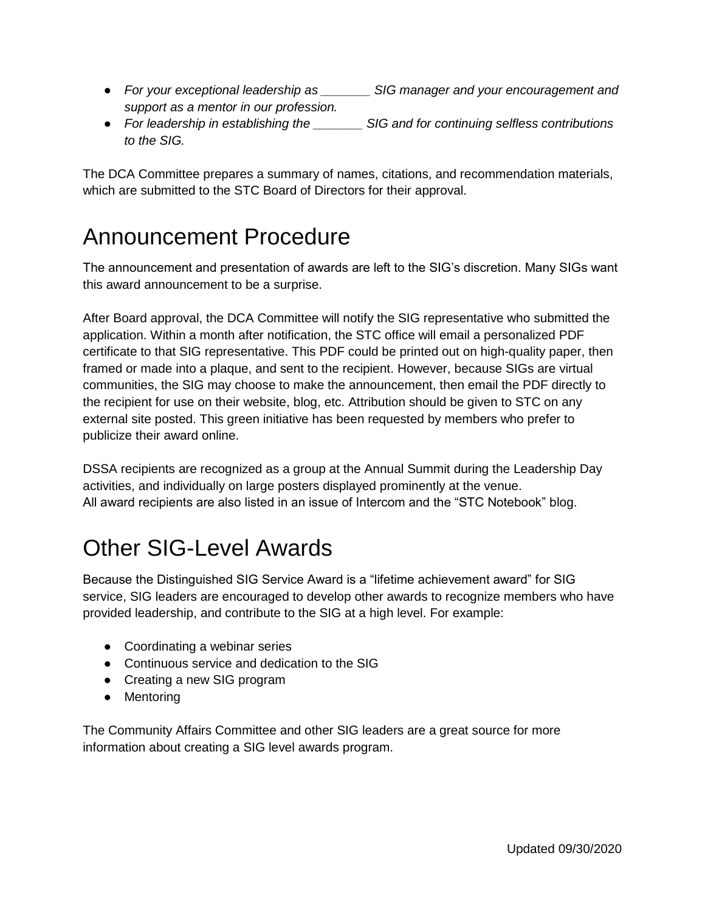- *For your exceptional leadership as _______ SIG manager and your encouragement and support as a mentor in our profession.*
- *For leadership in establishing the _______ SIG and for continuing selfless contributions to the SIG.*

The DCA Committee prepares a summary of names, citations, and recommendation materials, which are submitted to the STC Board of Directors for their approval.

# Announcement Procedure

The announcement and presentation of awards are left to the SIG's discretion. Many SIGs want this award announcement to be a surprise.

After Board approval, the DCA Committee will notify the SIG representative who submitted the application. Within a month after notification, the STC office will email a personalized PDF certificate to that SIG representative. This PDF could be printed out on high-quality paper, then framed or made into a plaque, and sent to the recipient. However, because SIGs are virtual communities, the SIG may choose to make the announcement, then email the PDF directly to the recipient for use on their website, blog, etc. Attribution should be given to STC on any external site posted. This green initiative has been requested by members who prefer to publicize their award online.

DSSA recipients are recognized as a group at the Annual Summit during the Leadership Day activities, and individually on large posters displayed prominently at the venue.
All award recipients are also listed in an issue of Intercom and the "STC Notebook" blog.

# Other SIG-Level Awards

Because the Distinguished SIG Service Award is a "lifetime achievement award" for SIG service, SIG leaders are encouraged to develop other awards to recognize members who have provided leadership, and contribute to the SIG at a high level. For example:

- Coordinating a webinar series
- Continuous service and dedication to the SIG
- Creating a new SIG program
- Mentoring

The Community Affairs Committee and other SIG leaders are a great source for more information about creating a SIG level awards program.

Updated 09/30/2020